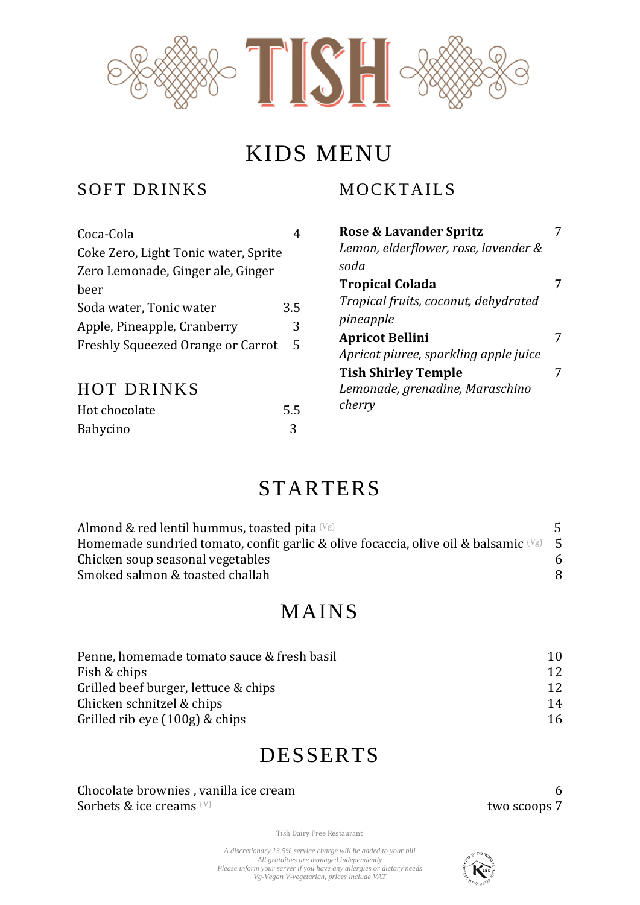# TISH

## KIDS MENU

### SOFT DRINKS

| Item | Price |
|---|---|
| Coca-Cola | 4 |
| Coke Zero, Light Tonic water, Sprite Zero Lemonade, Ginger ale, Ginger beer | |
| Soda water, Tonic water | 3.5 |
| Apple, Pineapple, Cranberry | 3 |
| Freshly Squeezed Orange or Carrot | 5 |

### HOT DRINKS

| Item | Price |
|---|---|
| Hot chocolate | 5.5 |
| Babycino | 3 |

### MOCKTAILS

**Rose & Lavander Spritz** 7
*Lemon, elderflower, rose, lavender & soda*

**Tropical Colada** 7
*Tropical fruits, coconut, dehydrated pineapple*

**Apricot Bellini** 7
*Apricot piuree, sparkling apple juice*

**Tish Shirley Temple** 7
*Lemonade, grenadine, Maraschino cherry*

## STARTERS

| Item | Price |
|---|---|
| Almond & red lentil hummus, toasted pita (Vg) | 5 |
| Homemade sundried tomato, confit garlic & olive focaccia, olive oil & balsamic (Vg) | 5 |
| Chicken soup seasonal vegetables | 6 |
| Smoked salmon & toasted challah | 8 |

## MAINS

| Item | Price |
|---|---|
| Penne, homemade tomato sauce & fresh basil | 10 |
| Fish & chips | 12 |
| Grilled beef burger, lettuce & chips | 12 |
| Chicken schnitzel & chips | 14 |
| Grilled rib eye (100g) & chips | 16 |

## DESSERTS

| Item | Price |
|---|---|
| Chocolate brownies , vanilla ice cream | 6 |
| Sorbets & ice creams (V) | two scoops 7 |

Tish Dairy Free Restaurant

*A discretionary 13.5% service charge will be added to your bill*
*All gratuities are managed independently*
*Please inform your server if you have any allergies or dietary needs*
*Vg-Vegan V-vegetarian, prices include VAT*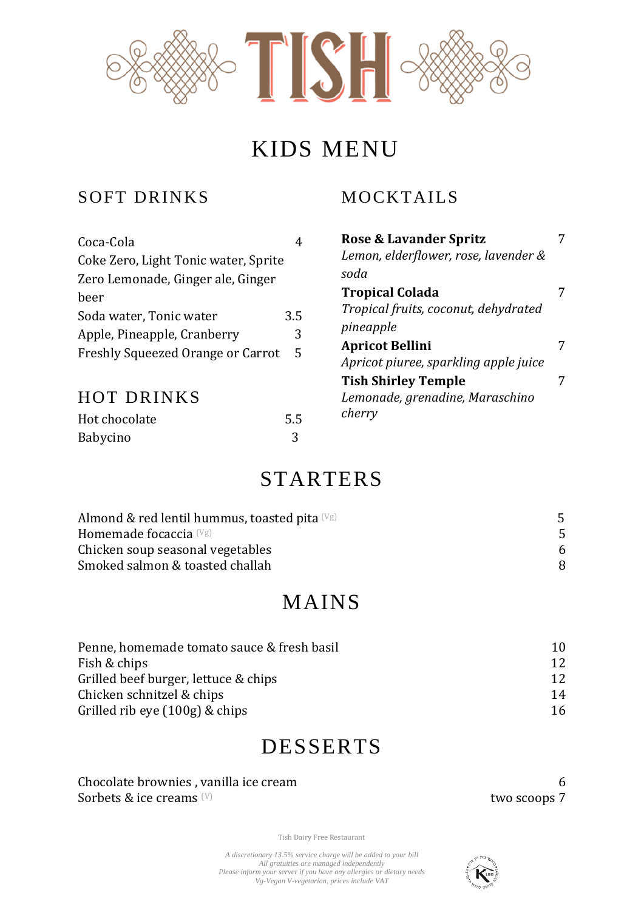# TISH

## KIDS MENU

### SOFT DRINKS

| | |
|---|---|
| Coca-Cola | 4 |
| Coke Zero, Light Tonic water, Sprite Zero Lemonade, Ginger ale, Ginger beer | |
| Soda water, Tonic water | 3.5 |
| Apple, Pineapple, Cranberry | 3 |
| Freshly Squeezed Orange or Carrot | 5 |

### HOT DRINKS

| | |
|---|---|
| Hot chocolate | 5.5 |
| Babycino | 3 |

### MOCKTAILS

**Rose & Lavander Spritz** 7
*Lemon, elderflower, rose, lavender & soda*

**Tropical Colada** 7
*Tropical fruits, coconut, dehydrated pineapple*

**Apricot Bellini** 7
*Apricot piuree, sparkling apple juice*

**Tish Shirley Temple** 7
*Lemonade, grenadine, Maraschino cherry*

## STARTERS

| | |
|---|---|
| Almond & red lentil hummus, toasted pita (Vg) | 5 |
| Homemade focaccia (Vg) | 5 |
| Chicken soup seasonal vegetables | 6 |
| Smoked salmon & toasted challah | 8 |

## MAINS

| | |
|---|---|
| Penne, homemade tomato sauce & fresh basil | 10 |
| Fish & chips | 12 |
| Grilled beef burger, lettuce & chips | 12 |
| Chicken schnitzel & chips | 14 |
| Grilled rib eye (100g) & chips | 16 |

## DESSERTS

| | |
|---|---|
| Chocolate brownies , vanilla ice cream | 6 |
| Sorbets & ice creams (V) | two scoops 7 |

Tish Dairy Free Restaurant

*A discretionary 13.5% service charge will be added to your bill*
*All gratuities are managed independently*
*Please inform your server if you have any allergies or dietary needs*
*Vg-Vegan V-vegetarian, prices include VAT*